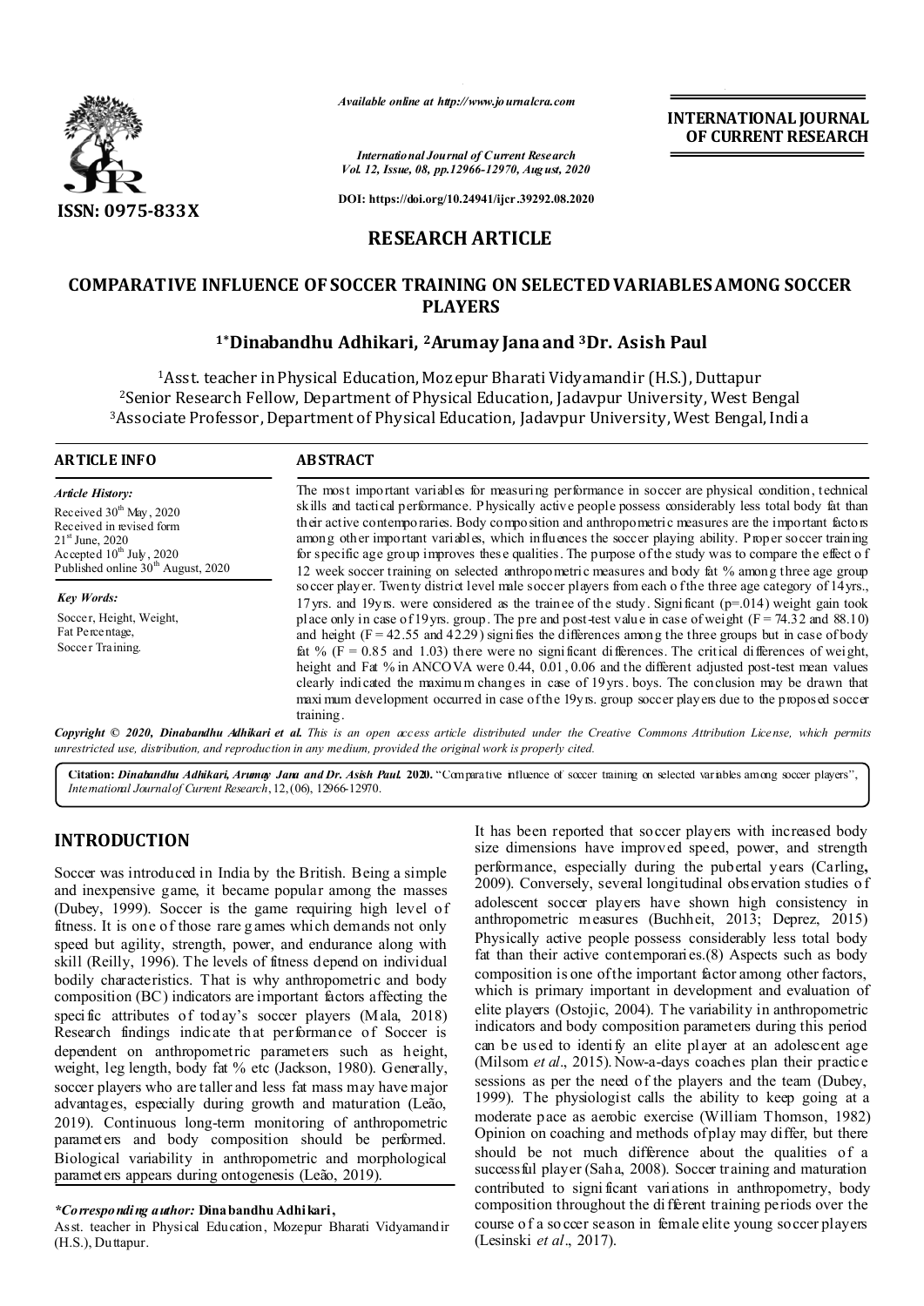ISSN: 0975-833X

*Available online at http://www.journalcra.com*

**INTERNATIONAL JOURNAL OF CURRENT RESEARCH**

*International Journal of Current Research*
*Vol. 12, Issue, 08, pp.12966-12970, August, 2020*

**DOI: https://doi.org/10.24941/ijcr.39292.08.2020**

## RESEARCH ARTICLE

# COMPARATIVE INFLUENCE OF SOCCER TRAINING ON SELECTED VARIABLES AMONG SOCCER PLAYERS

**[1*]Dinabandhu Adhikari, [2]Arumay Jana and [3]Dr. Asish Paul**

[1]Asst. teacher in Physical Education, Mozepur Bharati Vidyamandir (H.S.), Duttapur
[2]Senior Research Fellow, Department of Physical Education, Jadavpur University, West Bengal
[3]Associate Professor, Department of Physical Education, Jadavpur University, West Bengal, India

### ARTICLE INFO

*Article History:*
Received 30th May, 2020
Received in revised form 21st June, 2020
Accepted 10th July, 2020
Published online 30th August, 2020

*Key Words:*
Soccer, Height, Weight, Fat Percentage, Soccer Training.

### ABSTRACT

The most important variables for measuring performance in soccer are physical condition, technical skills and tactical performance. Physically active people possess considerably less total body fat than their active contemporaries. Body composition and anthropometric measures are the important factors among other important variables, which influences the soccer playing ability. Proper soccer training for specific age group improves these qualities. The purpose of the study was to compare the effect of 12 week soccer training on selected anthropometric measures and body fat % among three age group soccer player. Twenty district level male soccer players from each of the three age category of 14yrs., 17yrs. and 19yrs. were considered as the trainee of the study. Significant (p=.014) weight gain took place only in case of 19yrs. group. The pre and post-test value in case of weight (F = 74.32 and 88.10) and height (F = 42.55 and 42.29) signifies the differences among the three groups but in case of body fat % (F = 0.85 and 1.03) there were no significant differences. The critical differences of weight, height and Fat % in ANCOVA were 0.44, 0.01, 0.06 and the different adjusted post-test mean values clearly indicated the maximum changes in case of 19yrs. boys. The conclusion may be drawn that maximum development occurred in case of the 19yrs. group soccer players due to the proposed soccer training.

**Copyright © 2020, Dinabandhu Adhikari et al.** *This is an open access article distributed under the Creative Commons Attribution License, which permits unrestricted use, distribution, and reproduction in any medium, provided the original work is properly cited.*

**Citation:** ***Dinabandhu Adhikari, Arumay Jana and Dr. Asish Paul.* 2020.** "Comparative influence of soccer training on selected variables among soccer players", *International Journal of Current Research*, 12, (06), 12966-12970.

## INTRODUCTION

Soccer was introduced in India by the British. Being a simple and inexpensive game, it became popular among the masses (Dubey, 1999). Soccer is the game requiring high level of fitness. It is one of those rare games which demands not only speed but agility, strength, power, and endurance along with skill (Reilly, 1996). The levels of fitness depend on individual bodily characteristics. That is why anthropometric and body composition (BC) indicators are important factors affecting the specific attributes of today's soccer players (Mala, 2018) Research findings indicate that performance of Soccer is dependent on anthropometric parameters such as height, weight, leg length, body fat % etc (Jackson, 1980). Generally, soccer players who are taller and less fat mass may have major advantages, especially during growth and maturation (Leão, 2019). Continuous long-term monitoring of anthropometric parameters and body composition should be performed. Biological variability in anthropometric and morphological parameters appears during ontogenesis (Leão, 2019).

It has been reported that soccer players with increased body size dimensions have improved speed, power, and strength performance, especially during the pubertal years (Carling**,** 2009). Conversely, several longitudinal observation studies of adolescent soccer players have shown high consistency in anthropometric measures (Buchheit, 2013; Deprez, 2015) Physically active people possess considerably less total body fat than their active contemporaries.(8) Aspects such as body composition is one of the important factor among other factors, which is primary important in development and evaluation of elite players (Ostojic, 2004). The variability in anthropometric indicators and body composition parameters during this period can be used to identify an elite player at an adolescent age (Milsom *et al*., 2015). Now-a-days coaches plan their practice sessions as per the need of the players and the team (Dubey, 1999). The physiologist calls the ability to keep going at a moderate pace as aerobic exercise (William Thomson, 1982) Opinion on coaching and methods of play may differ, but there should be not much difference about the qualities of a successful player (Saha, 2008). Soccer training and maturation contributed to significant variations in anthropometry, body composition throughout the different training periods over the course of a soccer season in female elite young soccer players (Lesinski *et al*., 2017).

*\*Corresponding author:* **Dinabandhu Adhikari,**
Asst. teacher in Physical Education, Mozepur Bharati Vidyamandir (H.S.), Duttapur.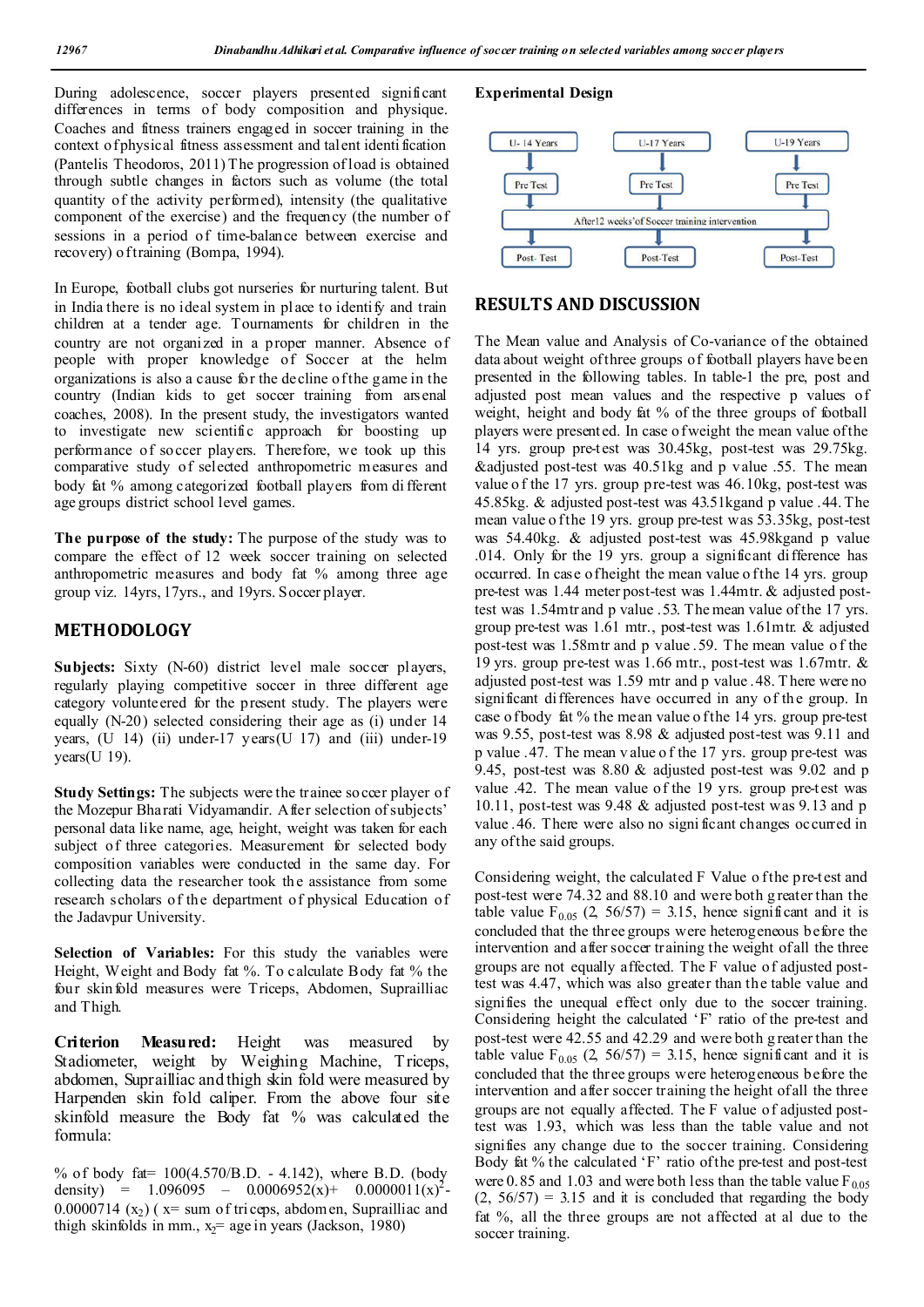During adolescence, soccer players presented significant differences in terms of body composition and physique. Coaches and fitness trainers engaged in soccer training in the context of physical fitness assessment and talent identification (Pantelis Theodoros, 2011) The progression of load is obtained through subtle changes in factors such as volume (the total quantity of the activity performed), intensity (the qualitative component of the exercise) and the frequency (the number of sessions in a period of time-balance between exercise and recovery) of training (Bompa, 1994).

In Europe, football clubs got nurseries for nurturing talent. But in India there is no ideal system in place to identify and train children at a tender age. Tournaments for children in the country are not organized in a proper manner. Absence of people with proper knowledge of Soccer at the helm organizations is also a cause for the decline of the game in the country (Indian kids to get soccer training from arsenal coaches, 2008). In the present study, the investigators wanted to investigate new scientific approach for boosting up performance of soccer players. Therefore, we took up this comparative study of selected anthropometric measures and body fat % among categorized football players from different age groups district school level games.

**The purpose of the study:** The purpose of the study was to compare the effect of 12 week soccer training on selected anthropometric measures and body fat % among three age group viz. 14yrs, 17yrs., and 19yrs. Soccer player.

## METHODOLOGY

**Subjects:** Sixty (N-60) district level male soccer players, regularly playing competitive soccer in three different age category volunteered for the present study. The players were equally (N-20) selected considering their age as (i) under 14 years, (U 14) (ii) under-17 years(U 17) and (iii) under-19 years(U 19).

**Study Settings:** The subjects were the trainee soccer player of the Mozepur Bharati Vidyamandir. After selection of subjects' personal data like name, age, height, weight was taken for each subject of three categories. Measurement for selected body composition variables were conducted in the same day. For collecting data the researcher took the assistance from some research scholars of the department of physical Education of the Jadavpur University.

**Selection of Variables:** For this study the variables were Height, Weight and Body fat %. To calculate Body fat % the four skinfold measures were Triceps, Abdomen, Suprailliac and Thigh.

**Criterion Measured:** Height was measured by Stadiometer, weight by Weighing Machine, Triceps, abdomen, Suprailliac and thigh skin fold were measured by Harpenden skin fold caliper. From the above four site skinfold measure the Body fat % was calculated the formula:

% of body fat= 100(4.570/B.D. - 4.142), where B.D. (body density) = 1.096095 – 0.0006952(x)+ 0.0000011$(x)^2$ - 0.0000714 $(x_2)$ ( x= sum of triceps, abdomen, Suprailliac and thigh skinfolds in mm., $x_2$= age in years (Jackson, 1980)

### Experimental Design

| U- 14 Years | U-17 Years | U-19 Years |
|---|---|---|
| Pre Test | Pre Test | Pre Test |
| After 12 weeks' of Soccer training intervention | | |
| Post- Test | Post-Test | Post-Test |

## RESULTS AND DISCUSSION

The Mean value and Analysis of Co-variance of the obtained data about weight of three groups of football players have been presented in the following tables. In table-1 the pre, post and adjusted post mean values and the respective p values of weight, height and body fat % of the three groups of football players were presented. In case of weight the mean value of the 14 yrs. group pre-test was 30.45kg, post-test was 29.75kg. &adjusted post-test was 40.51kg and p value .55. The mean value of the 17 yrs. group pre-test was 46.10kg, post-test was 45.85kg. & adjusted post-test was 43.51kgand p value .44. The mean value of the 19 yrs. group pre-test was 53.35kg, post-test was 54.40kg. & adjusted post-test was 45.98kgand p value .014. Only for the 19 yrs. group a significant difference has occurred. In case of height the mean value of the 14 yrs. group pre-test was 1.44 meter post-test was 1.44mtr. & adjusted post-test was 1.54mtr and p value .53. The mean value of the 17 yrs. group pre-test was 1.61 mtr., post-test was 1.61mtr. & adjusted post-test was 1.58mtr and p value .59. The mean value of the 19 yrs. group pre-test was 1.66 mtr., post-test was 1.67mtr. & adjusted post-test was 1.59 mtr and p value .48. There were no significant differences have occurred in any of the group. In case of body fat % the mean value of the 14 yrs. group pre-test was 9.55, post-test was 8.98 & adjusted post-test was 9.11 and p value .47. The mean value of the 17 yrs. group pre-test was 9.45, post-test was 8.80 & adjusted post-test was 9.02 and p value .42. The mean value of the 19 yrs. group pre-test was 10.11, post-test was 9.48 & adjusted post-test was 9.13 and p value .46. There were also no significant changes occurred in any of the said groups.

Considering weight, the calculated F Value of the pre-test and post-test were 74.32 and 88.10 and were both greater than the table value $F_{0.05}$ (2, 56/57) = 3.15, hence significant and it is concluded that the three groups were heterogeneous before the intervention and after soccer training the weight of all the three groups are not equally affected. The F value of adjusted post-test was 4.47, which was also greater than the table value and signifies the unequal effect only due to the soccer training. Considering height the calculated 'F' ratio of the pre-test and post-test were 42.55 and 42.29 and were both greater than the table value $F_{0.05}$ (2, 56/57) = 3.15, hence significant and it is concluded that the three groups were heterogeneous before the intervention and after soccer training the height of all the three groups are not equally affected. The F value of adjusted post-test was 1.93, which was less than the table value and not signifies any change due to the soccer training. Considering Body fat % the calculated 'F' ratio of the pre-test and post-test were 0.85 and 1.03 and were both less than the table value $F_{0.05}$ (2, 56/57) = 3.15 and it is concluded that regarding the body fat %, all the three groups are not affected at al due to the soccer training.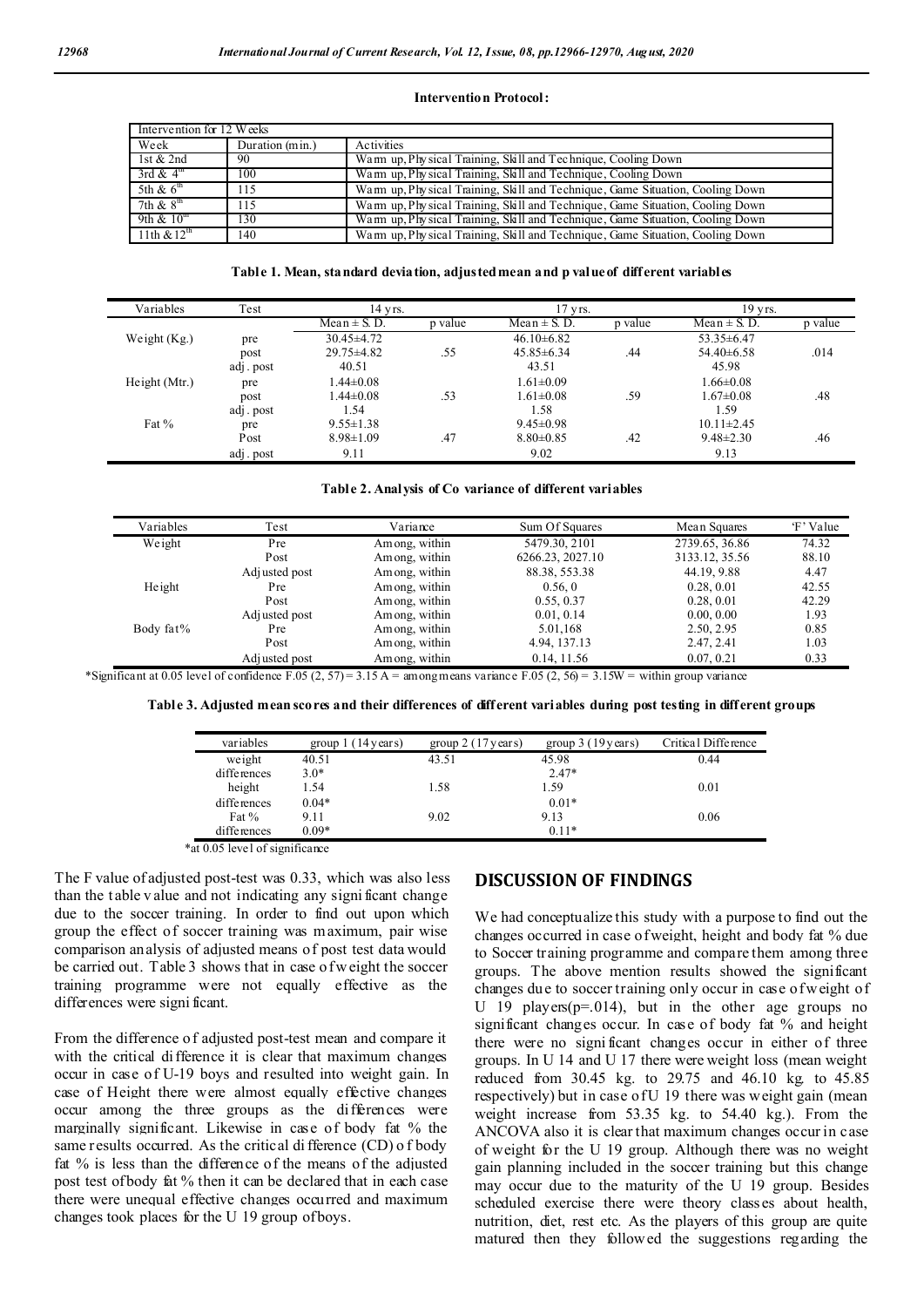**Intervention Protocol:**

| Intervention for 12 Weeks | | |
|---|---|---|
| Week | Duration (min.) | Activities |
| 1st & 2nd | 90 | Warm up, Physical Training, Skill and Technique, Cooling Down |
| 3rd & 4th | 100 | Warm up, Physical Training, Skill and Technique, Cooling Down |
| 5th & 6th | 115 | Warm up, Physical Training, Skill and Technique, Game Situation, Cooling Down |
| 7th & 8th | 115 | Warm up, Physical Training, Skill and Technique, Game Situation, Cooling Down |
| 9th & 10th | 130 | Warm up, Physical Training, Skill and Technique, Game Situation, Cooling Down |
| 11th & 12th | 140 | Warm up, Physical Training, Skill and Technique, Game Situation, Cooling Down |

**Table 1. Mean, standard deviation, adjusted mean and p value of different variables**

| Variables | Test | 14 yrs. | | 17 yrs. | | 19 yrs. | |
|---|---|---|---|---|---|---|---|
| | | Mean ± S.D. | p value | Mean ± S.D. | p value | Mean ± S.D. | p value |
| Weight (Kg.) | pre | 30.45±4.72 | | 46.10±6.82 | | 53.35±6.47 | |
| | post | 29.75±4.82 | .55 | 45.85±6.34 | .44 | 54.40±6.58 | .014 |
| | adj. post | 40.51 | | 43.51 | | 45.98 | |
| Height (Mtr.) | pre | 1.44±0.08 | | 1.61±0.09 | | 1.66±0.08 | |
| | post | 1.44±0.08 | .53 | 1.61±0.08 | .59 | 1.67±0.08 | .48 |
| | adj. post | 1.54 | | 1.58 | | 1.59 | |
| Fat % | pre | 9.55±1.38 | | 9.45±0.98 | | 10.11±2.45 | |
| | Post | 8.98±1.09 | .47 | 8.80±0.85 | .42 | 9.48±2.30 | .46 |
| | adj. post | 9.11 | | 9.02 | | 9.13 | |

**Table 2. Analysis of Co variance of different variables**

| Variables | Test | Variance | Sum Of Squares | Mean Squares | 'F' Value |
|---|---|---|---|---|---|
| Weight | Pre | Among, within | 5479.30, 2101 | 2739.65, 36.86 | 74.32 |
| | Post | Among, within | 6266.23, 2027.10 | 3133.12, 35.56 | 88.10 |
| | Adjusted post | Among, within | 88.38, 553.38 | 44.19, 9.88 | 4.47 |
| Height | Pre | Among, within | 0.56, 0 | 0.28, 0.01 | 42.55 |
| | Post | Among, within | 0.55, 0.37 | 0.28, 0.01 | 42.29 |
| | Adjusted post | Among, within | 0.01, 0.14 | 0.00, 0.00 | 1.93 |
| Body fat% | Pre | Among, within | 5.01,168 | 2.50, 2.95 | 0.85 |
| | Post | Among, within | 4.94, 137.13 | 2.47, 2.41 | 1.03 |
| | Adjusted post | Among, within | 0.14, 11.56 | 0.07, 0.21 | 0.33 |

*Significant at 0.05 level of confidence $F_{.05}(2, 57) = 3.15$ A = among means variance $F_{.05}(2, 56) = 3.15$ W = within group variance

**Table 3. Adjusted mean scores and their differences of different variables during post testing in different groups**

| variables | group 1 (14 years) | group 2 (17 years) | group 3 (19 years) | Critical Difference |
|---|---|---|---|---|
| weight | 40.51 | 43.51 | 45.98 | 0.44 |
| differences | 3.0* | | 2.47* | |
| height | 1.54 | 1.58 | 1.59 | 0.01 |
| differences | 0.04* | | 0.01* | |
| Fat % | 9.11 | 9.02 | 9.13 | 0.06 |
| differences | 0.09* | | 0.11* | |

*at 0.05 level of significance

The F value of adjusted post-test was 0.33, which was also less than the table value and not indicating any significant change due to the soccer training. In order to find out upon which group the effect of soccer training was maximum, pair wise comparison analysis of adjusted means of post test data would be carried out. Table 3 shows that in case of weight the soccer training programme were not equally effective as the differences were significant.

From the difference of adjusted post-test mean and compare it with the critical difference it is clear that maximum changes occur in case of U-19 boys and resulted into weight gain. In case of Height there were almost equally effective changes occur among the three groups as the differences were marginally significant. Likewise in case of body fat % the same results occurred. As the critical difference (CD) of body fat % is less than the difference of the means of the adjusted post test of body fat % then it can be declared that in each case there were unequal effective changes occurred and maximum changes took places for the U 19 group of boys.

## DISCUSSION OF FINDINGS

We had conceptualize this study with a purpose to find out the changes occurred in case of weight, height and body fat % due to Soccer training programme and compare them among three groups. The above mention results showed the significant changes due to soccer training only occur in case of weight of U 19 players($p=.014$), but in the other age groups no significant changes occur. In case of body fat % and height there were no significant changes occur in either of three groups. In U 14 and U 17 there were weight loss (mean weight reduced from 30.45 kg. to 29.75 and 46.10 kg. to 45.85 respectively) but in case of U 19 there was weight gain (mean weight increase from 53.35 kg. to 54.40 kg.). From the ANCOVA also it is clear that maximum changes occur in case of weight for the U 19 group. Although there was no weight gain planning included in the soccer training but this change may occur due to the maturity of the U 19 group. Besides scheduled exercise there were theory classes about health, nutrition, diet, rest etc. As the players of this group are quite matured then they followed the suggestions regarding the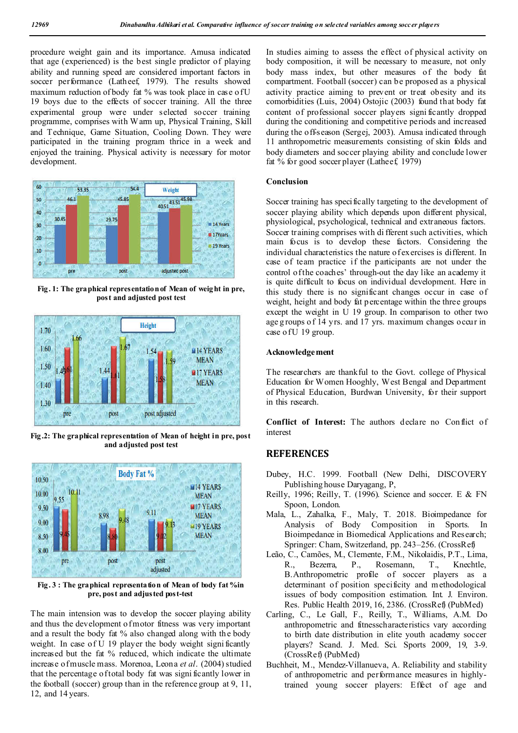procedure weight gain and its importance. Amusa indicated that age (experienced) is the best single predictor of playing ability and running speed are considered important factors in soccer performance (Latheef, 1979). The results showed maximum reduction of body fat % was took place in case of U 19 boys due to the effects of soccer training. All the three experimental group were under selected soccer training programme, comprises with Warm up, Physical Training, Skill and Technique, Game Situation, Cooling Down. They were participated in the training program thrice in a week and enjoyed the training. Physical activity is necessary for motor development.

**Fig. 1: The graphical representation of Mean of weight in pre, post and adjusted post test**

**Fig.2: The graphical representation of Mean of height in pre, post and adjusted post test**

**Fig. 3 : The graphical representation of Mean of body fat %in pre, post and adjusted post-test**

The main intension was to develop the soccer playing ability and thus the development of motor fitness was very important and a result the body fat % also changed along with the body weight. In case of U 19 player the body weight significantly increased but the fat % reduced, which indicate the ultimate increase of muscle mass. Morenoa, Leona *et al*. (2004) studied that the percentage of total body fat was significantly lower in the football (soccer) group than in the reference group at 9, 11, 12, and 14 years.

In studies aiming to assess the effect of physical activity on body composition, it will be necessary to measure, not only body mass index, but other measures of the body fat compartment. Football (soccer) can be proposed as a physical activity practice aiming to prevent or treat obesity and its comorbidities (Luis, 2004) Ostojic (2003) found that body fat content of professional soccer players significantly dropped during the conditioning and competitive periods and increased during the offseason (Sergej, 2003). Amusa indicated through 11 anthropometric measurements consisting of skin folds and body diameters and soccer playing ability and conclude lower fat % for good soccer player (Latheef, 1979)

### Conclusion

Soccer training has specifically targeting to the development of soccer playing ability which depends upon different physical, physiological, psychological, technical and extraneous factors. Soccer training comprises with different such activities, which main focus is to develop these factors. Considering the individual characteristics the nature of exercises is different. In case of team practice if the participants are not under the control of the coaches' through-out the day like an academy it is quite difficult to focus on individual development. Here in this study there is no significant changes occur in case of weight, height and body fat percentage within the three groups except the weight in U 19 group. In comparison to other two age groups of 14 yrs. and 17 yrs. maximum changes occur in case of U 19 group.

### Acknowledgement

The researchers are thankful to the Govt. college of Physical Education for Women Hooghly, West Bengal and Department of Physical Education, Burdwan University, for their support in this research.

**Conflict of Interest:** The authors declare no Conflict of interest

## REFERENCES

Dubey, H.C. 1999. Football (New Delhi, DISCOVERY Publishing house Daryagang, P,

Reilly, 1996; Reilly, T. (1996). Science and soccer. E & FN Spoon, London.

Mala, L., Zahalka, F., Maly, T. 2018. Bioimpedance for Analysis of Body Composition in Sports. In Bioimpedance in Biomedical Applications and Research; Springer: Cham, Switzerland, pp. 243–256. (CrossRef)

Leão, C., Camões, M., Clemente, F.M., Nikolaidis, P.T., Lima, R., Bezerra, P., Rosemann, T., Knechtle, B.Anthropometric profile of soccer players as a determinant of position specificity and methodological issues of body composition estimation. Int. J. Environ. Res. Public Health 2019, 16, 2386. (CrossRef) (PubMed)

Carling, C., Le Gall, F., Reilly, T., Williams, A.M. Do anthropometric and fitnesscharacteristics vary according to birth date distribution in elite youth academy soccer players? Scand. J. Med. Sci. Sports 2009, 19, 3-9. (CrossRef) (PubMed)

Buchheit, M., Mendez-Villanueva, A. Reliability and stability of anthropometric and performance measures in highly-trained young soccer players: Effect of age and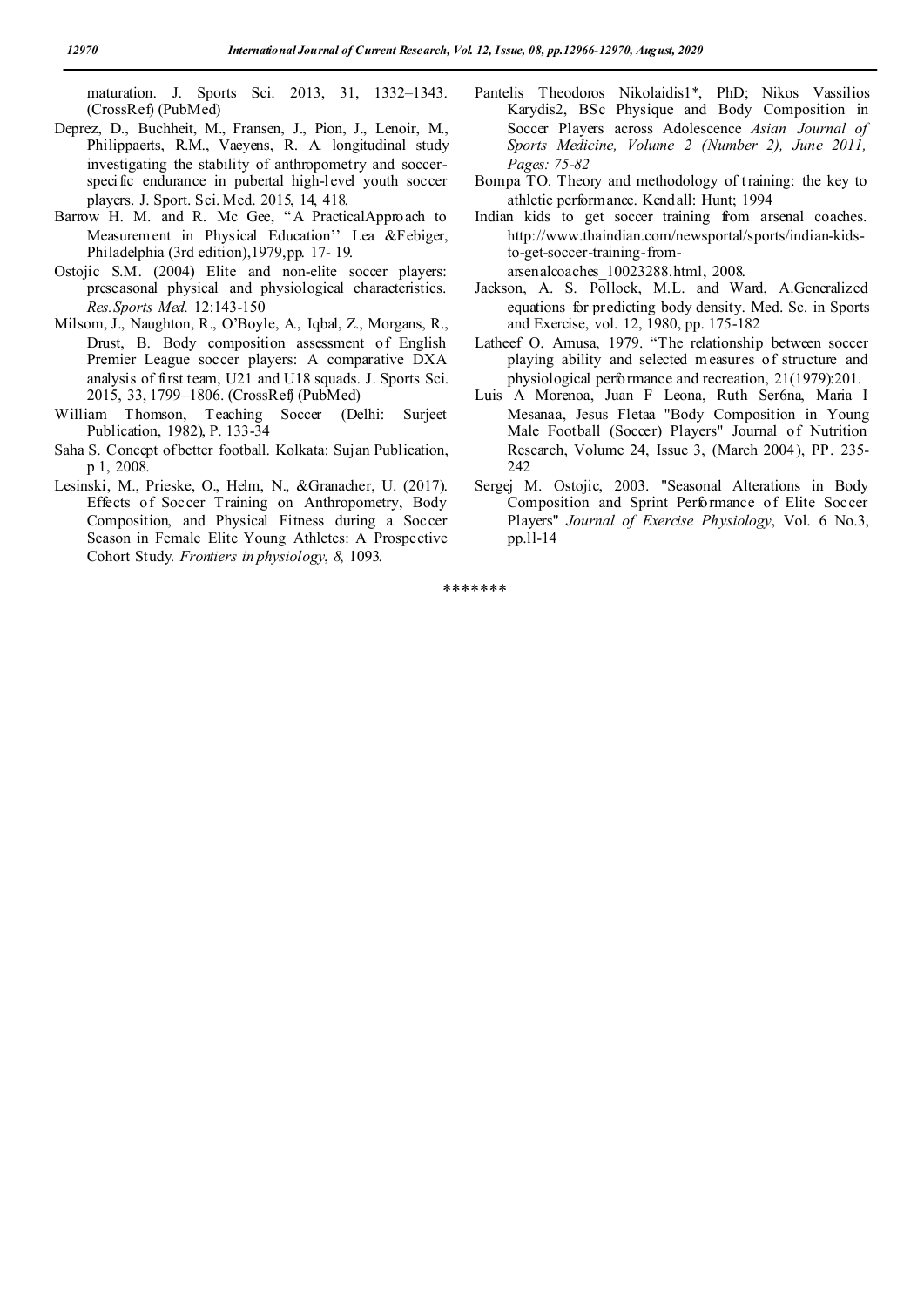maturation. J. Sports Sci. 2013, 31, 1332–1343. (CrossRef) (PubMed)

Deprez, D., Buchheit, M., Fransen, J., Pion, J., Lenoir, M., Philippaerts, R.M., Vaeyens, R. A. longitudinal study investigating the stability of anthropometry and soccer-specific endurance in pubertal high-level youth soccer players. J. Sport. Sci. Med. 2015, 14, 418.

Barrow H. M. and R. Mc Gee, ''A PracticalApproach to Measurement in Physical Education'' Lea &Febiger, Philadelphia (3rd edition),1979,pp. 17- 19.

Ostojic S.M. (2004) Elite and non-elite soccer players: preseasonal physical and physiological characteristics. *Res.Sports Med.* 12:143-150

Milsom, J., Naughton, R., O'Boyle, A., Iqbal, Z., Morgans, R., Drust, B. Body composition assessment of English Premier League soccer players: A comparative DXA analysis of first team, U21 and U18 squads. J. Sports Sci. 2015, 33, 1799–1806. (CrossRef) (PubMed)

William Thomson, Teaching Soccer (Delhi: Surjeet Publication, 1982), P. 133-34

Saha S. Concept of better football. Kolkata: Sujan Publication, p 1, 2008.

Lesinski, M., Prieske, O., Helm, N., &Granacher, U. (2017). Effects of Soccer Training on Anthropometry, Body Composition, and Physical Fitness during a Soccer Season in Female Elite Young Athletes: A Prospective Cohort Study. *Frontiers in physiology*, *8*, 1093.

Pantelis Theodoros Nikolaidis1*, PhD; Nikos Vassilios Karydis2, BSc Physique and Body Composition in Soccer Players across Adolescence *Asian Journal of Sports Medicine, Volume 2 (Number 2), June 2011, Pages: 75-82*

Bompa TO. Theory and methodology of training: the key to athletic performance. Kendall: Hunt; 1994

Indian kids to get soccer training from arsenal coaches. http://www.thaindian.com/newsportal/sports/indian-kids-to-get-soccer-training-from-arsenalcoaches_10023288.html, 2008.

Jackson, A. S. Pollock, M.L. and Ward, A.Generalized equations for predicting body density. Med. Sc. in Sports and Exercise, vol. 12, 1980, pp. 175-182

Latheef O. Amusa, 1979. "The relationship between soccer playing ability and selected measures of structure and physiological performance and recreation, 21(1979):201.

Luis A Morenoa, Juan F Leona, Ruth Ser6na, Maria I Mesanaa, Jesus Fletaa "Body Composition in Young Male Football (Soccer) Players" Journal of Nutrition Research, Volume 24, Issue 3, (March 2004), PP. 235-242

Sergej M. Ostojic, 2003. "Seasonal Alterations in Body Composition and Sprint Performance of Elite Soccer Players" *Journal of Exercise Physiology*, Vol. 6 No.3, pp.11-14

\*\*\*\*\*\*\*